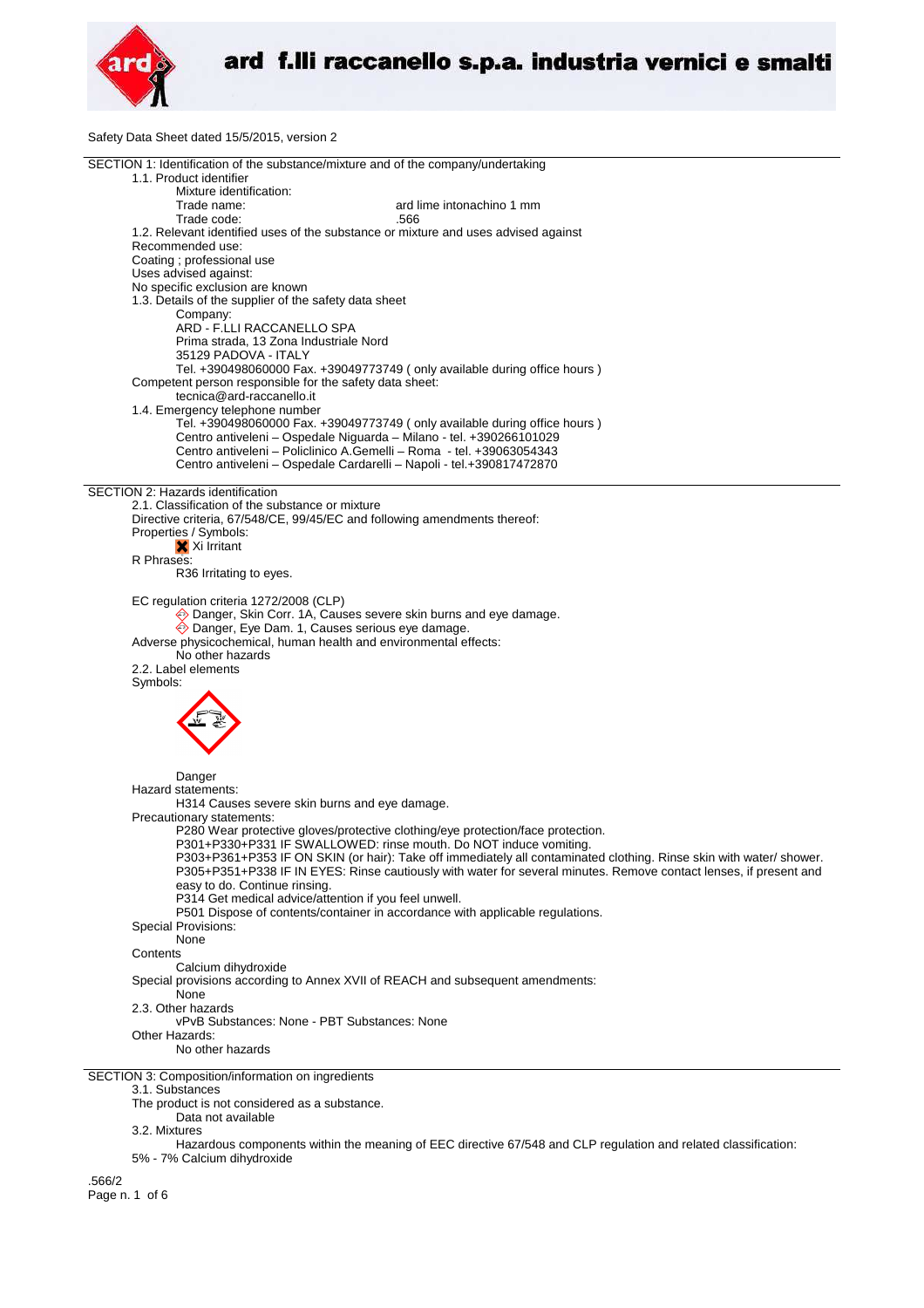# ard f.lli raccanello s.p.a. industria vernici e smalti

Safety Data Sheet dated 15/5/2015, version 2

## SECTION 1: Identification of the substance/mixture and of the company/undertaking

1.1. Product identifier

Mixture identification:

Trade name: ard lime intonachino 1 mm

Trade code: .566

1.2. Relevant identified uses of the substance or mixture and uses advised against

Recommended use:

Coating ; professional use

Uses advised against:

No specific exclusion are known

1.3. Details of the supplier of the safety data sheet

Company:

ARD - F.LLI RACCANELLO SPA

Prima strada, 13 Zona Industriale Nord

35129 PADOVA - ITALY

Tel. +390498060000 Fax. +39049773749 ( only available during office hours )

Competent person responsible for the safety data sheet:

tecnica@ard-raccanello.it

1.4. Emergency telephone number

Tel. +390498060000 Fax. +39049773749 ( only available during office hours )

Centro antiveleni – Ospedale Niguarda – Milano - tel. +390266101029

Centro antiveleni – Policlinico A.Gemelli – Roma - tel. +39063054343

Centro antiveleni – Ospedale Cardarelli – Napoli - tel.+390817472870

## SECTION 2: Hazards identification

2.1. Classification of the substance or mixture

Directive criteria, 67/548/CE, 99/45/EC and following amendments thereof:

Properties / Symbols:

Xi Irritant

R Phrases:

R36 Irritating to eyes.

EC regulation criteria 1272/2008 (CLP)

Danger, Skin Corr. 1A, Causes severe skin burns and eye damage.

Danger, Eye Dam. 1, Causes serious eye damage.

Adverse physicochemical, human health and environmental effects:

No other hazards

2.2. Label elements

Symbols:

Danger

Hazard statements:

H314 Causes severe skin burns and eye damage.

Precautionary statements:

P280 Wear protective gloves/protective clothing/eye protection/face protection.

P301+P330+P331 IF SWALLOWED: rinse mouth. Do NOT induce vomiting.

P303+P361+P353 IF ON SKIN (or hair): Take off immediately all contaminated clothing. Rinse skin with water/ shower.

P305+P351+P338 IF IN EYES: Rinse cautiously with water for several minutes. Remove contact lenses, if present and easy to do. Continue rinsing.

P314 Get medical advice/attention if you feel unwell.

P501 Dispose of contents/container in accordance with applicable regulations.

Special Provisions:

None

Contents

Calcium dihydroxide

Special provisions according to Annex XVII of REACH and subsequent amendments:

None

2.3. Other hazards

vPvB Substances: None - PBT Substances: None

Other Hazards:

No other hazards

## SECTION 3: Composition/information on ingredients

3.1. Substances

The product is not considered as a substance.

Data not available

3.2. Mixtures

Hazardous components within the meaning of EEC directive 67/548 and CLP regulation and related classification:

5% - 7% Calcium dihydroxide

.566/2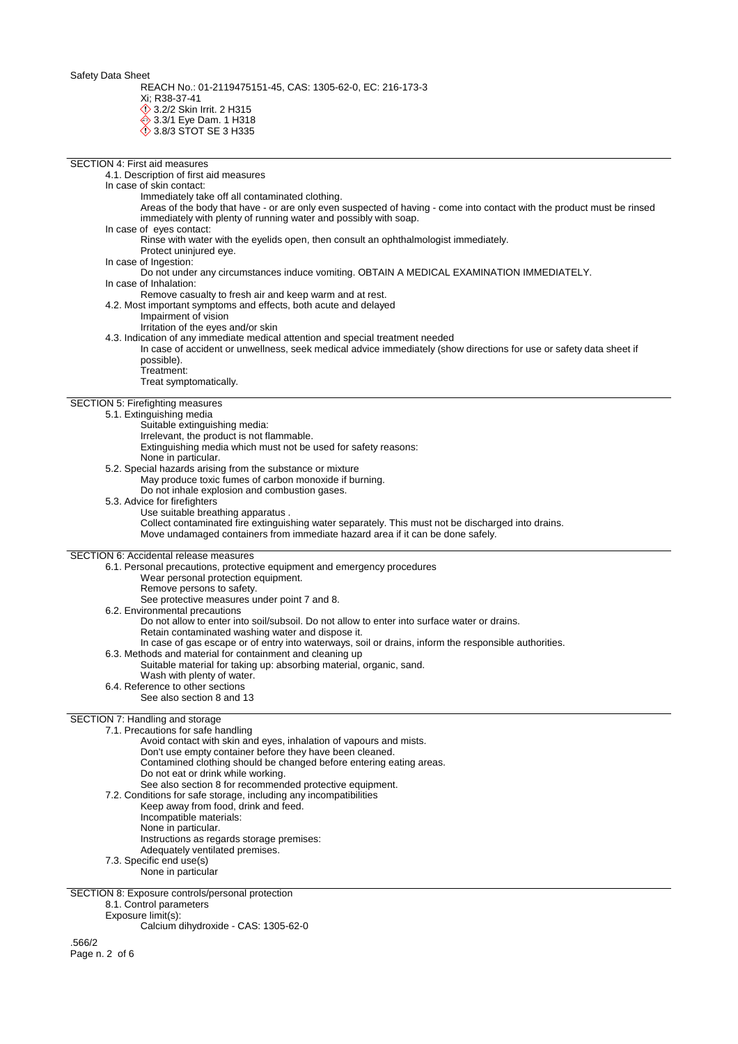REACH No.: 01-2119475151-45, CAS: 1305-62-0, EC: 216-173-3

Xi; R38-37-41

3.2/2 Skin Irrit. 2 H315

3.3/1 Eye Dam. 1 H318

3.8/3 STOT SE 3 H335

## SECTION 4: First aid measures

4.1. Description of first aid measures

In case of skin contact:

Immediately take off all contaminated clothing.

Areas of the body that have - or are only even suspected of having - come into contact with the product must be rinsed immediately with plenty of running water and possibly with soap.

In case of eyes contact:

Rinse with water with the eyelids open, then consult an ophthalmologist immediately.

Protect uninjured eye.

In case of Ingestion:

Do not under any circumstances induce vomiting. OBTAIN A MEDICAL EXAMINATION IMMEDIATELY.

In case of Inhalation:

Remove casualty to fresh air and keep warm and at rest.

4.2. Most important symptoms and effects, both acute and delayed

Impairment of vision

Irritation of the eyes and/or skin

4.3. Indication of any immediate medical attention and special treatment needed

In case of accident or unwellness, seek medical advice immediately (show directions for use or safety data sheet if possible).

Treatment:

Treat symptomatically.

## SECTION 5: Firefighting measures

5.1. Extinguishing media

Suitable extinguishing media:

Irrelevant, the product is not flammable.

Extinguishing media which must not be used for safety reasons:

None in particular.

5.2. Special hazards arising from the substance or mixture

May produce toxic fumes of carbon monoxide if burning.

Do not inhale explosion and combustion gases.

5.3. Advice for firefighters

Use suitable breathing apparatus .

Collect contaminated fire extinguishing water separately. This must not be discharged into drains.

Move undamaged containers from immediate hazard area if it can be done safely.

## SECTION 6: Accidental release measures

6.1. Personal precautions, protective equipment and emergency procedures

Wear personal protection equipment.

Remove persons to safety.

See protective measures under point 7 and 8.

6.2. Environmental precautions

Do not allow to enter into soil/subsoil. Do not allow to enter into surface water or drains.

Retain contaminated washing water and dispose it.

In case of gas escape or of entry into waterways, soil or drains, inform the responsible authorities.

6.3. Methods and material for containment and cleaning up

Suitable material for taking up: absorbing material, organic, sand.

Wash with plenty of water.

6.4. Reference to other sections

See also section 8 and 13

## SECTION 7: Handling and storage

7.1. Precautions for safe handling

Avoid contact with skin and eyes, inhalation of vapours and mists.

Don't use empty container before they have been cleaned.

Contamined clothing should be changed before entering eating areas.

Do not eat or drink while working.

See also section 8 for recommended protective equipment.

7.2. Conditions for safe storage, including any incompatibilities

Keep away from food, drink and feed.

Incompatible materials:

None in particular.

Instructions as regards storage premises:

Adequately ventilated premises.

7.3. Specific end use(s)

None in particular

## SECTION 8: Exposure controls/personal protection

8.1. Control parameters

Exposure limit(s):

Calcium dihydroxide - CAS: 1305-62-0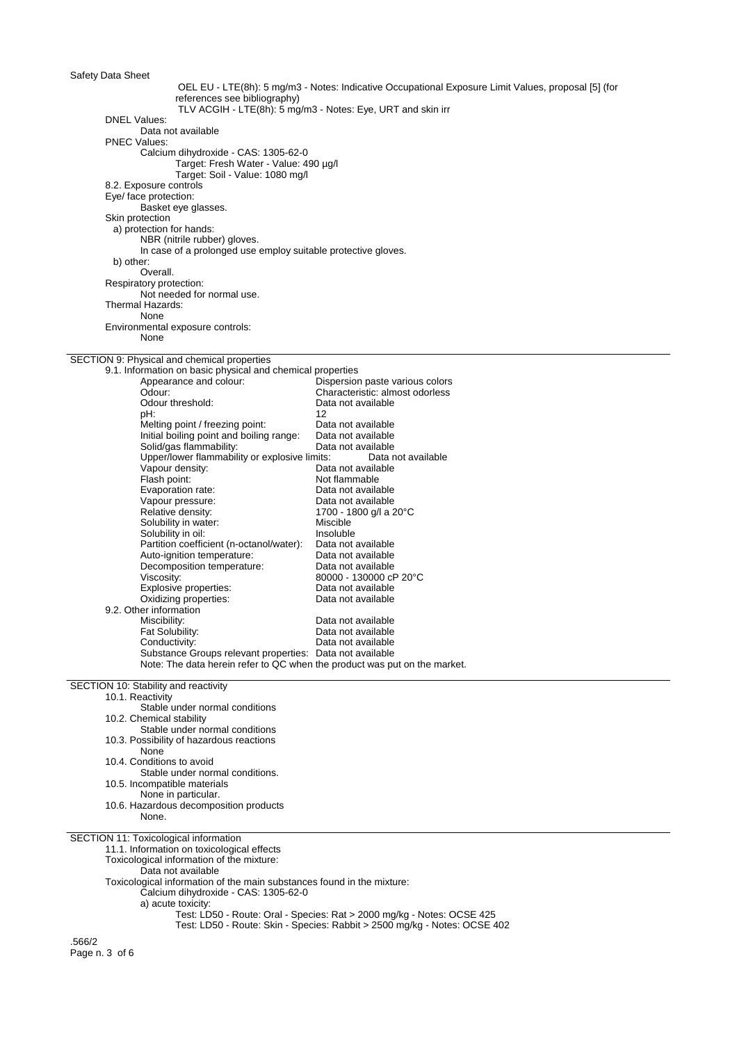OEL EU - LTE(8h): 5 mg/m3 - Notes: Indicative Occupational Exposure Limit Values, proposal [5] (for references see bibliography)
TLV ACGIH - LTE(8h): 5 mg/m3 - Notes: Eye, URT and skin irr

DNEL Values:
Data not available

PNEC Values:
Calcium dihydroxide - CAS: 1305-62-0
Target: Fresh Water - Value: 490 µg/l
Target: Soil - Value: 1080 mg/l

8.2. Exposure controls

Eye/ face protection:
Basket eye glasses.

Skin protection

a) protection for hands:
NBR (nitrile rubber) gloves.
In case of a prolonged use employ suitable protective gloves.

b) other:
Overall.

Respiratory protection:
Not needed for normal use.

Thermal Hazards:
None

Environmental exposure controls:
None

## SECTION 9: Physical and chemical properties

9.1. Information on basic physical and chemical properties

| Property | Value |
|---|---|
| Appearance and colour: | Dispersion paste various colors |
| Odour: | Characteristic: almost odorless |
| Odour threshold: | Data not available |
| pH: | 12 |
| Melting point / freezing point: | Data not available |
| Initial boiling point and boiling range: | Data not available |
| Solid/gas flammability: | Data not available |
| Upper/lower flammability or explosive limits: | Data not available |
| Vapour density: | Data not available |
| Flash point: | Not flammable |
| Evaporation rate: | Data not available |
| Vapour pressure: | Data not available |
| Relative density: | 1700 - 1800 g/l a 20°C |
| Solubility in water: | Miscible |
| Solubility in oil: | Insoluble |
| Partition coefficient (n-octanol/water): | Data not available |
| Auto-ignition temperature: | Data not available |
| Decomposition temperature: | Data not available |
| Viscosity: | 80000 - 130000 cP 20°C |
| Explosive properties: | Data not available |
| Oxidizing properties: | Data not available |

9.2. Other information

| Property | Value |
|---|---|
| Miscibility: | Data not available |
| Fat Solubility: | Data not available |
| Conductivity: | Data not available |
| Substance Groups relevant properties: | Data not available |

Note: The data herein refer to QC when the product was put on the market.

## SECTION 10: Stability and reactivity

10.1. Reactivity
Stable under normal conditions

10.2. Chemical stability
Stable under normal conditions

10.3. Possibility of hazardous reactions
None

10.4. Conditions to avoid
Stable under normal conditions.

10.5. Incompatible materials
None in particular.

10.6. Hazardous decomposition products
None.

## SECTION 11: Toxicological information

11.1. Information on toxicological effects

Toxicological information of the mixture:
Data not available

Toxicological information of the main substances found in the mixture:
Calcium dihydroxide - CAS: 1305-62-0
a) acute toxicity:
Test: LD50 - Route: Oral - Species: Rat > 2000 mg/kg - Notes: OCSE 425
Test: LD50 - Route: Skin - Species: Rabbit > 2500 mg/kg - Notes: OCSE 402

.566/2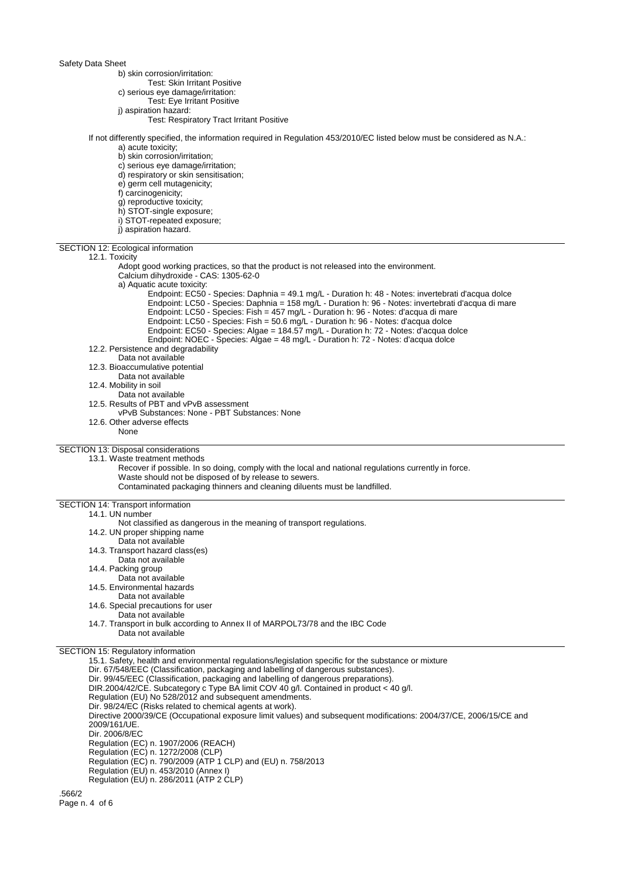b) skin corrosion/irritation:
- Test: Skin Irritant Positive

c) serious eye damage/irritation:
- Test: Eye Irritant Positive

j) aspiration hazard:
- Test: Respiratory Tract Irritant Positive

If not differently specified, the information required in Regulation 453/2010/EC listed below must be considered as N.A.:

a) acute toxicity;
b) skin corrosion/irritation;
c) serious eye damage/irritation;
d) respiratory or skin sensitisation;
e) germ cell mutagenicity;
f) carcinogenicity;
g) reproductive toxicity;
h) STOT-single exposure;
i) STOT-repeated exposure;
j) aspiration hazard.

## SECTION 12: Ecological information

### 12.1. Toxicity

Adopt good working practices, so that the product is not released into the environment.

Calcium dihydroxide - CAS: 1305-62-0

a) Aquatic acute toxicity:
- Endpoint: EC50 - Species: Daphnia = 49.1 mg/L - Duration h: 48 - Notes: invertebrati d'acqua dolce
- Endpoint: LC50 - Species: Daphnia = 158 mg/L - Duration h: 96 - Notes: invertebrati d'acqua di mare
- Endpoint: LC50 - Species: Fish = 457 mg/L - Duration h: 96 - Notes: d'acqua di mare
- Endpoint: LC50 - Species: Fish = 50.6 mg/L - Duration h: 96 - Notes: d'acqua dolce
- Endpoint: EC50 - Species: Algae = 184.57 mg/L - Duration h: 72 - Notes: d'acqua dolce
- Endpoint: NOEC - Species: Algae = 48 mg/L - Duration h: 72 - Notes: d'acqua dolce

### 12.2. Persistence and degradability

Data not available

### 12.3. Bioaccumulative potential

Data not available

### 12.4. Mobility in soil

Data not available

### 12.5. Results of PBT and vPvB assessment

vPvB Substances: None - PBT Substances: None

### 12.6. Other adverse effects

None

## SECTION 13: Disposal considerations

### 13.1. Waste treatment methods

Recover if possible. In so doing, comply with the local and national regulations currently in force.

Waste should not be disposed of by release to sewers.

Contaminated packaging thinners and cleaning diluents must be landfilled.

## SECTION 14: Transport information

### 14.1. UN number

Not classified as dangerous in the meaning of transport regulations.

### 14.2. UN proper shipping name

Data not available

### 14.3. Transport hazard class(es)

Data not available

### 14.4. Packing group

Data not available

### 14.5. Environmental hazards

Data not available

### 14.6. Special precautions for user

Data not available

### 14.7. Transport in bulk according to Annex II of MARPOL73/78 and the IBC Code

Data not available

## SECTION 15: Regulatory information

15.1. Safety, health and environmental regulations/legislation specific for the substance or mixture

Dir. 67/548/EEC (Classification, packaging and labelling of dangerous substances).

Dir. 99/45/EEC (Classification, packaging and labelling of dangerous preparations).

DIR.2004/42/CE. Subcategory c Type BA limit COV 40 g/l. Contained in product < 40 g/l.

Regulation (EU) No 528/2012 and subsequent amendments.

Dir. 98/24/EC (Risks related to chemical agents at work).

Directive 2000/39/CE (Occupational exposure limit values) and subsequent modifications: 2004/37/CE, 2006/15/CE and 2009/161/UE.

Dir. 2006/8/EC

Regulation (EC) n. 1907/2006 (REACH)

Regulation (EC) n. 1272/2008 (CLP)

Regulation (EC) n. 790/2009 (ATP 1 CLP) and (EU) n. 758/2013

Regulation (EU) n. 453/2010 (Annex I)

Regulation (EU) n. 286/2011 (ATP 2 CLP)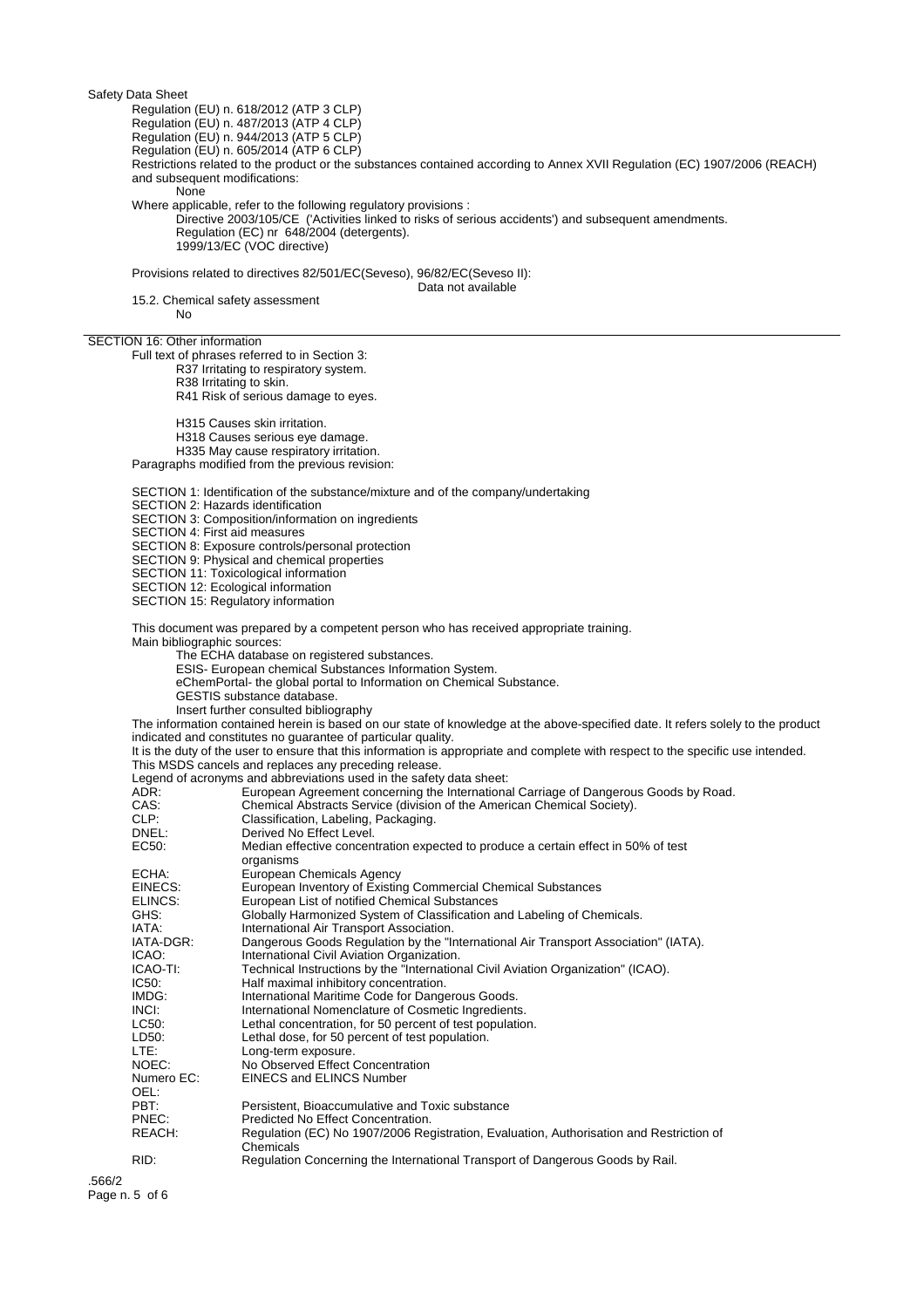Safety Data Sheet

Regulation (EU) n. 618/2012 (ATP 3 CLP)
Regulation (EU) n. 487/2013 (ATP 4 CLP)
Regulation (EU) n. 944/2013 (ATP 5 CLP)
Regulation (EU) n. 605/2014 (ATP 6 CLP)

Restrictions related to the product or the substances contained according to Annex XVII Regulation (EC) 1907/2006 (REACH) and subsequent modifications:

None

Where applicable, refer to the following regulatory provisions :

Directive 2003/105/CE ('Activities linked to risks of serious accidents') and subsequent amendments.
Regulation (EC) nr 648/2004 (detergents).
1999/13/EC (VOC directive)

Provisions related to directives 82/501/EC(Seveso), 96/82/EC(Seveso II):

Data not available

15.2. Chemical safety assessment

No

## SECTION 16: Other information

Full text of phrases referred to in Section 3:

R37 Irritating to respiratory system.
R38 Irritating to skin.
R41 Risk of serious damage to eyes.

H315 Causes skin irritation.
H318 Causes serious eye damage.
H335 May cause respiratory irritation.

Paragraphs modified from the previous revision:

SECTION 1: Identification of the substance/mixture and of the company/undertaking
SECTION 2: Hazards identification
SECTION 3: Composition/information on ingredients
SECTION 4: First aid measures
SECTION 8: Exposure controls/personal protection
SECTION 9: Physical and chemical properties
SECTION 11: Toxicological information
SECTION 12: Ecological information
SECTION 15: Regulatory information

This document was prepared by a competent person who has received appropriate training.

Main bibliographic sources:

The ECHA database on registered substances.
ESIS- European chemical Substances Information System.
eChemPortal- the global portal to Information on Chemical Substance.
GESTIS substance database.
Insert further consulted bibliography

The information contained herein is based on our state of knowledge at the above-specified date. It refers solely to the product indicated and constitutes no guarantee of particular quality.

It is the duty of the user to ensure that this information is appropriate and complete with respect to the specific use intended.

This MSDS cancels and replaces any preceding release.

Legend of acronyms and abbreviations used in the safety data sheet:

| | |
|---|---|
| ADR: | European Agreement concerning the International Carriage of Dangerous Goods by Road. |
| CAS: | Chemical Abstracts Service (division of the American Chemical Society). |
| CLP: | Classification, Labeling, Packaging. |
| DNEL: | Derived No Effect Level. |
| EC50: | Median effective concentration expected to produce a certain effect in 50% of test organisms |
| ECHA: | European Chemicals Agency |
| EINECS: | European Inventory of Existing Commercial Chemical Substances |
| ELINCS: | European List of notified Chemical Substances |
| GHS: | Globally Harmonized System of Classification and Labeling of Chemicals. |
| IATA: | International Air Transport Association. |
| IATA-DGR: | Dangerous Goods Regulation by the "International Air Transport Association" (IATA). |
| ICAO: | International Civil Aviation Organization. |
| ICAO-TI: | Technical Instructions by the "International Civil Aviation Organization" (ICAO). |
| IC50: | Half maximal inhibitory concentration. |
| IMDG: | International Maritime Code for Dangerous Goods. |
| INCI: | International Nomenclature of Cosmetic Ingredients. |
| LC50: | Lethal concentration, for 50 percent of test population. |
| LD50: | Lethal dose, for 50 percent of test population. |
| LTE: | Long-term exposure. |
| NOEC: | No Observed Effect Concentration |
| Numero EC: | EINECS and ELINCS Number |
| OEL: | |
| PBT: | Persistent, Bioaccumulative and Toxic substance |
| PNEC: | Predicted No Effect Concentration. |
| REACH: | Regulation (EC) No 1907/2006 Registration, Evaluation, Authorisation and Restriction of Chemicals |
| RID: | Regulation Concerning the International Transport of Dangerous Goods by Rail. |

.566/2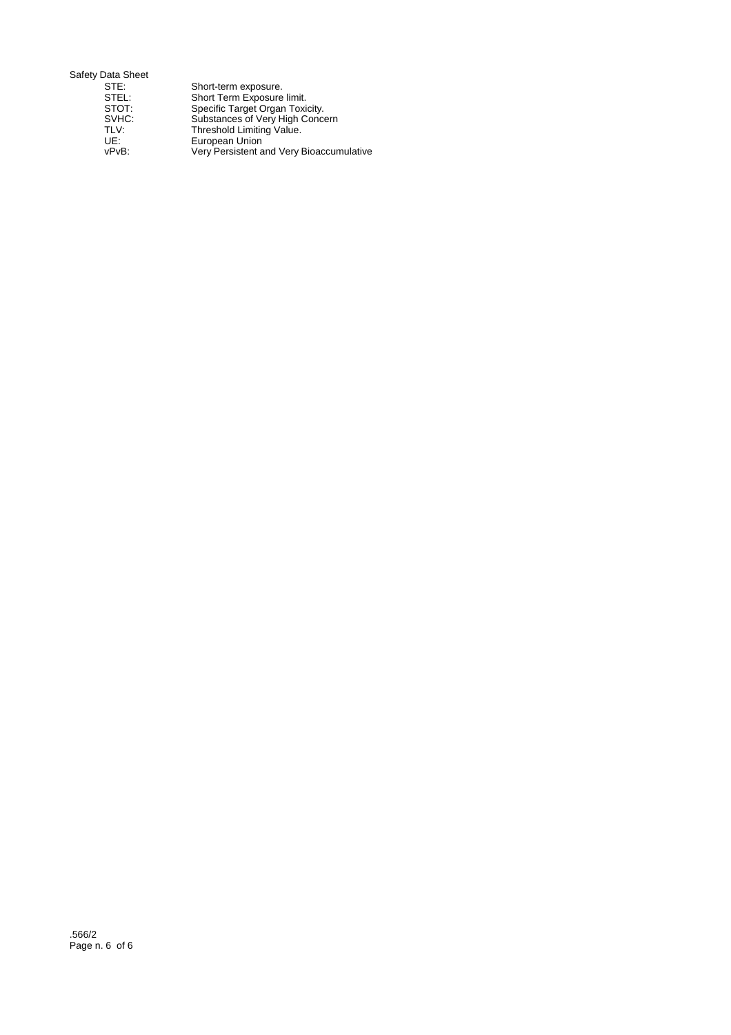| | |
|---|---|
| STE: | Short-term exposure. |
| STEL: | Short Term Exposure limit. |
| STOT: | Specific Target Organ Toxicity. |
| SVHC: | Substances of Very High Concern |
| TLV: | Threshold Limiting Value. |
| UE: | European Union |
| vPvB: | Very Persistent and Very Bioaccumulative |